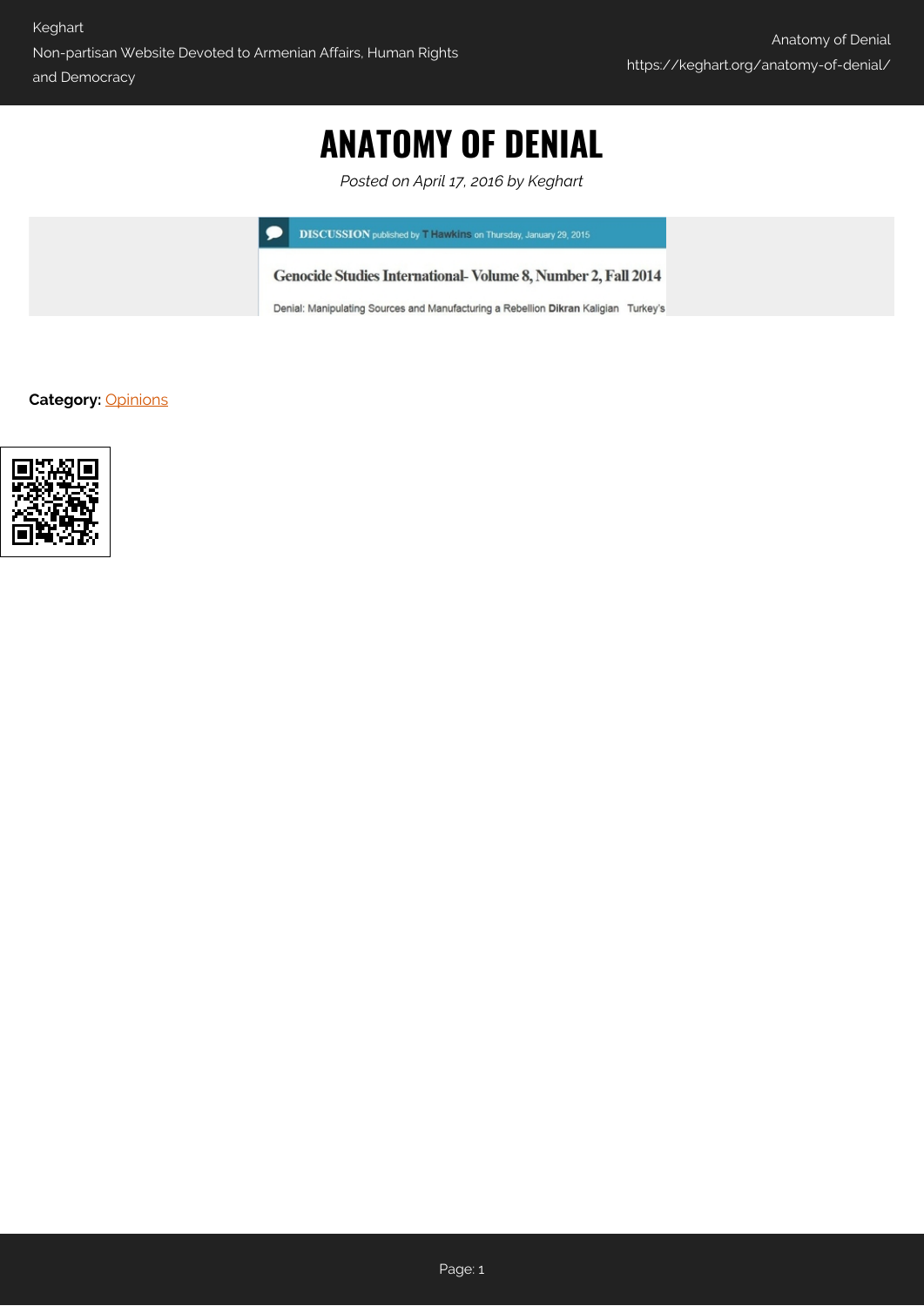# ANATOMY OF DENIAL

*Posted on April 17, 2016 by Keghart*

DISCUSSION published by T Hawkins on Thursday, January 29, 2015

Genocide Studies International- Volume 8, Number 2, Fall 2014

Denial: Manipulating Sources and Manufacturing a Rebellion **Dikran** Kaligian Turkey's

**Category:** Opinions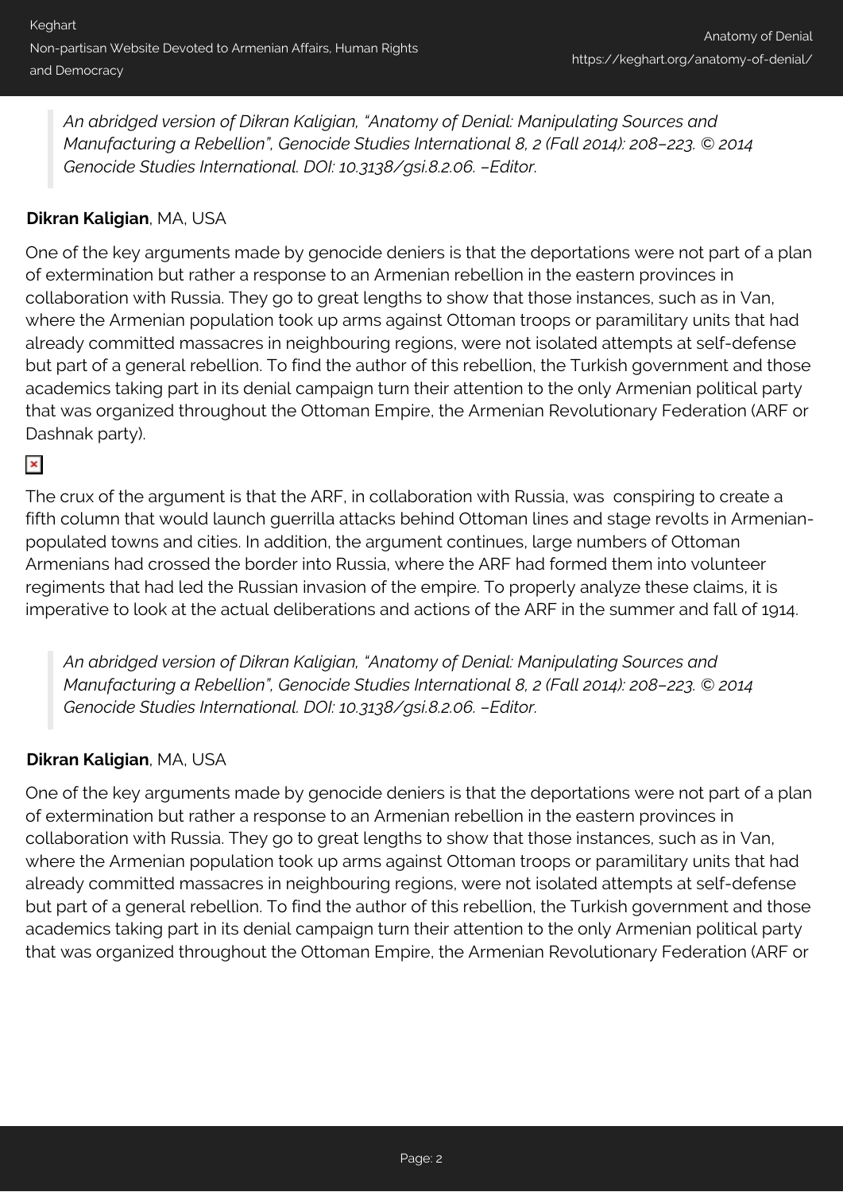*An abridged version of Dikran Kaligian, "Anatomy of Denial: Manipulating Sources and Manufacturing a Rebellion", Genocide Studies International 8, 2 (Fall 2014): 208–223. © 2014 Genocide Studies International. DOI: 10.3138/gsi.8.2.06. –Editor.*

**Dikran Kaligian**, MA, USA

One of the key arguments made by genocide deniers is that the deportations were not part of a plan of extermination but rather a response to an Armenian rebellion in the eastern provinces in collaboration with Russia. They go to great lengths to show that those instances, such as in Van, where the Armenian population took up arms against Ottoman troops or paramilitary units that had already committed massacres in neighbouring regions, were not isolated attempts at self-defense but part of a general rebellion. To find the author of this rebellion, the Turkish government and those academics taking part in its denial campaign turn their attention to the only Armenian political party that was organized throughout the Ottoman Empire, the Armenian Revolutionary Federation (ARF or Dashnak party).

The crux of the argument is that the ARF, in collaboration with Russia, was conspiring to create a fifth column that would launch guerrilla attacks behind Ottoman lines and stage revolts in Armenian-populated towns and cities. In addition, the argument continues, large numbers of Ottoman Armenians had crossed the border into Russia, where the ARF had formed them into volunteer regiments that had led the Russian invasion of the empire. To properly analyze these claims, it is imperative to look at the actual deliberations and actions of the ARF in the summer and fall of 1914.

*An abridged version of Dikran Kaligian, "Anatomy of Denial: Manipulating Sources and Manufacturing a Rebellion", Genocide Studies International 8, 2 (Fall 2014): 208–223. © 2014 Genocide Studies International. DOI: 10.3138/gsi.8.2.06. –Editor.*

**Dikran Kaligian**, MA, USA

One of the key arguments made by genocide deniers is that the deportations were not part of a plan of extermination but rather a response to an Armenian rebellion in the eastern provinces in collaboration with Russia. They go to great lengths to show that those instances, such as in Van, where the Armenian population took up arms against Ottoman troops or paramilitary units that had already committed massacres in neighbouring regions, were not isolated attempts at self-defense but part of a general rebellion. To find the author of this rebellion, the Turkish government and those academics taking part in its denial campaign turn their attention to the only Armenian political party that was organized throughout the Ottoman Empire, the Armenian Revolutionary Federation (ARF or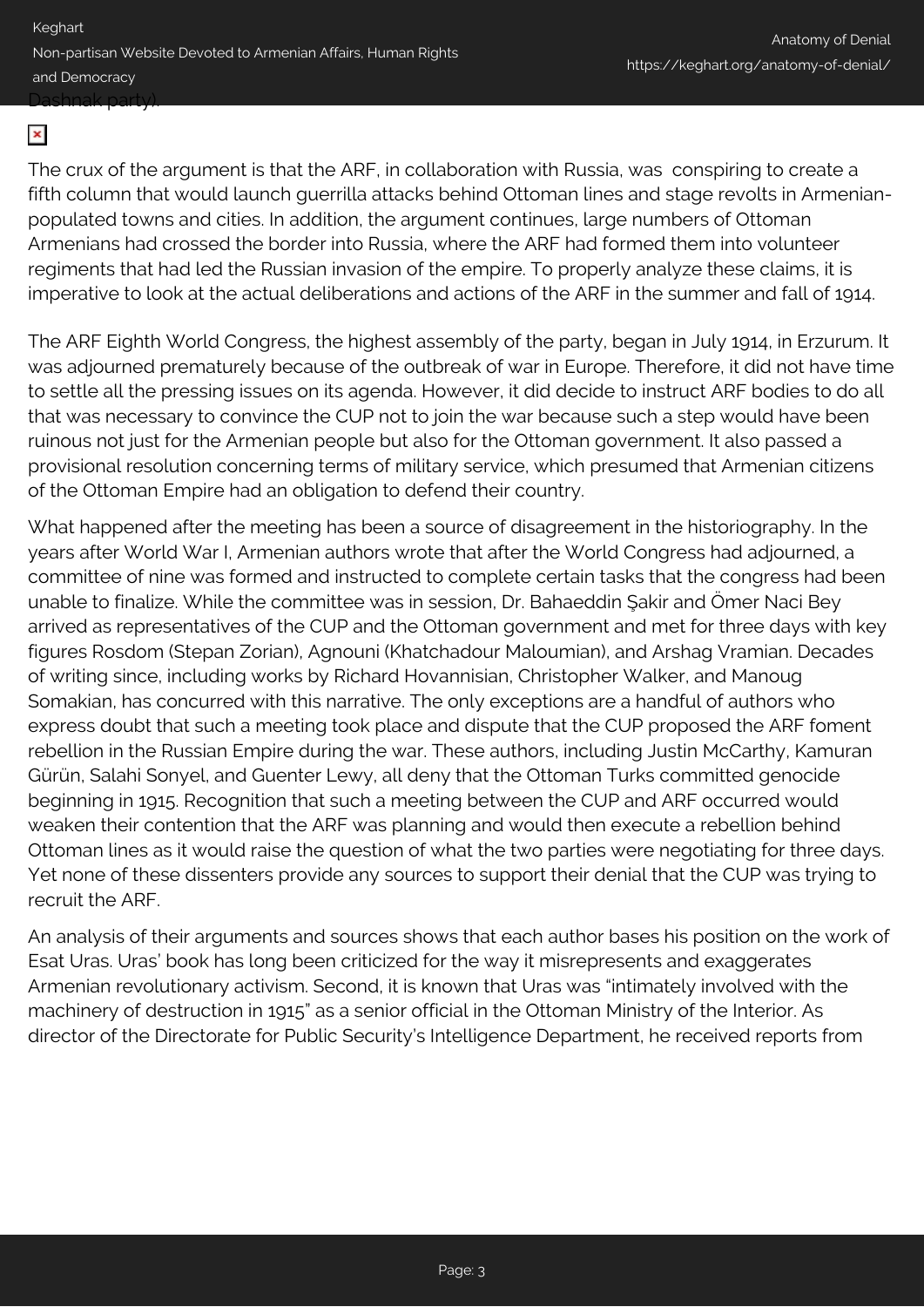Dashnak party).

The crux of the argument is that the ARF, in collaboration with Russia, was conspiring to create a fifth column that would launch guerrilla attacks behind Ottoman lines and stage revolts in Armenian-populated towns and cities. In addition, the argument continues, large numbers of Ottoman Armenians had crossed the border into Russia, where the ARF had formed them into volunteer regiments that had led the Russian invasion of the empire. To properly analyze these claims, it is imperative to look at the actual deliberations and actions of the ARF in the summer and fall of 1914.

The ARF Eighth World Congress, the highest assembly of the party, began in July 1914, in Erzurum. It was adjourned prematurely because of the outbreak of war in Europe. Therefore, it did not have time to settle all the pressing issues on its agenda. However, it did decide to instruct ARF bodies to do all that was necessary to convince the CUP not to join the war because such a step would have been ruinous not just for the Armenian people but also for the Ottoman government. It also passed a provisional resolution concerning terms of military service, which presumed that Armenian citizens of the Ottoman Empire had an obligation to defend their country.

What happened after the meeting has been a source of disagreement in the historiography. In the years after World War I, Armenian authors wrote that after the World Congress had adjourned, a committee of nine was formed and instructed to complete certain tasks that the congress had been unable to finalize. While the committee was in session, Dr. Bahaeddin Şakir and Ömer Naci Bey arrived as representatives of the CUP and the Ottoman government and met for three days with key figures Rosdom (Stepan Zorian), Agnouni (Khatchadour Maloumian), and Arshag Vramian. Decades of writing since, including works by Richard Hovannisian, Christopher Walker, and Manoug Somakian, has concurred with this narrative. The only exceptions are a handful of authors who express doubt that such a meeting took place and dispute that the CUP proposed the ARF foment rebellion in the Russian Empire during the war. These authors, including Justin McCarthy, Kamuran Gürün, Salahi Sonyel, and Guenter Lewy, all deny that the Ottoman Turks committed genocide beginning in 1915. Recognition that such a meeting between the CUP and ARF occurred would weaken their contention that the ARF was planning and would then execute a rebellion behind Ottoman lines as it would raise the question of what the two parties were negotiating for three days. Yet none of these dissenters provide any sources to support their denial that the CUP was trying to recruit the ARF.

An analysis of their arguments and sources shows that each author bases his position on the work of Esat Uras. Uras' book has long been criticized for the way it misrepresents and exaggerates Armenian revolutionary activism. Second, it is known that Uras was "intimately involved with the machinery of destruction in 1915" as a senior official in the Ottoman Ministry of the Interior. As director of the Directorate for Public Security's Intelligence Department, he received reports from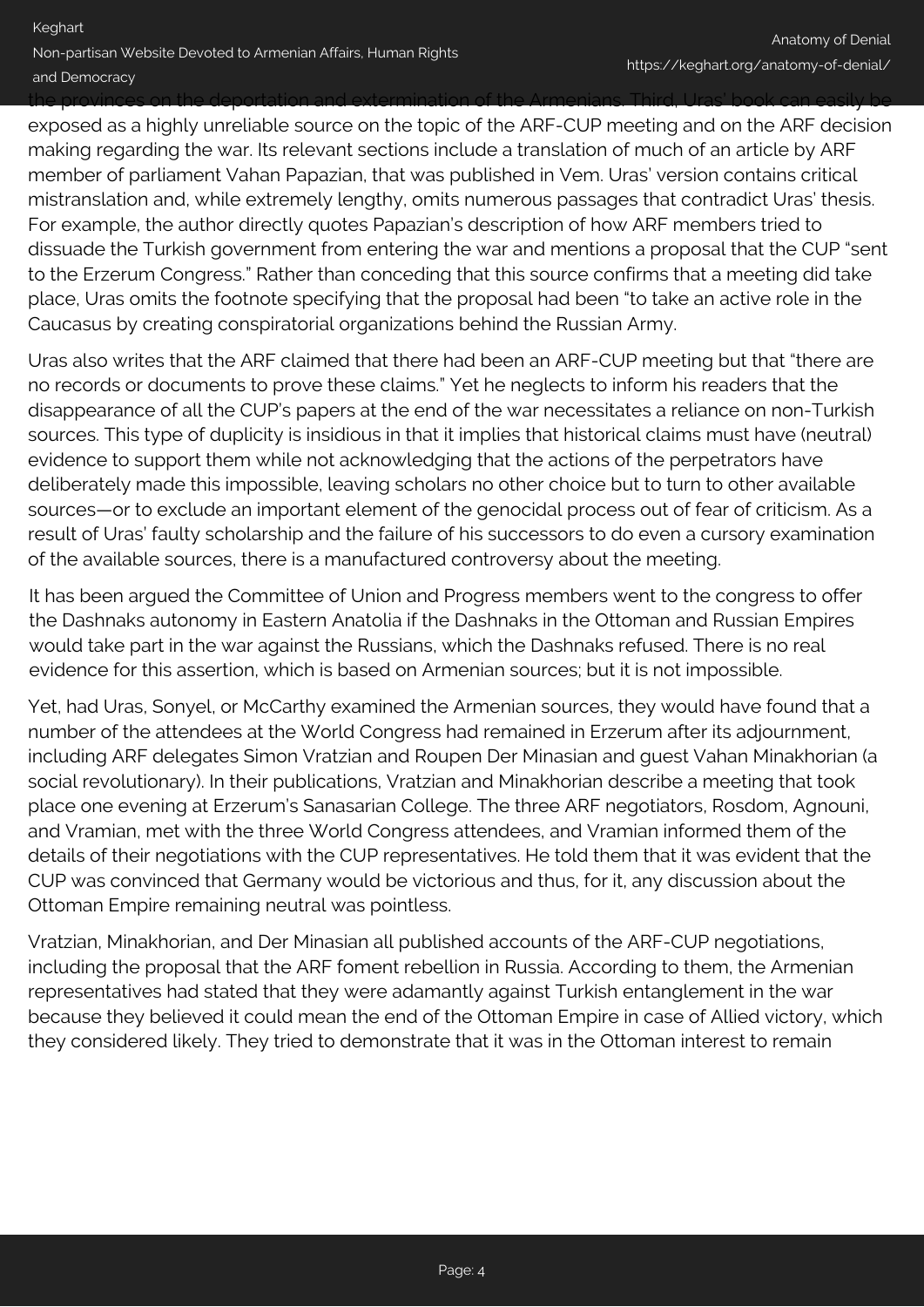the provinces on the deportation and extermination of the Armenians. Third, Uras' book can easily be exposed as a highly unreliable source on the topic of the ARF-CUP meeting and on the ARF decision making regarding the war. Its relevant sections include a translation of much of an article by ARF member of parliament Vahan Papazian, that was published in Vem. Uras' version contains critical mistranslation and, while extremely lengthy, omits numerous passages that contradict Uras' thesis. For example, the author directly quotes Papazian's description of how ARF members tried to dissuade the Turkish government from entering the war and mentions a proposal that the CUP "sent to the Erzerum Congress." Rather than conceding that this source confirms that a meeting did take place, Uras omits the footnote specifying that the proposal had been "to take an active role in the Caucasus by creating conspiratorial organizations behind the Russian Army.

Uras also writes that the ARF claimed that there had been an ARF-CUP meeting but that "there are no records or documents to prove these claims." Yet he neglects to inform his readers that the disappearance of all the CUP's papers at the end of the war necessitates a reliance on non-Turkish sources. This type of duplicity is insidious in that it implies that historical claims must have (neutral) evidence to support them while not acknowledging that the actions of the perpetrators have deliberately made this impossible, leaving scholars no other choice but to turn to other available sources—or to exclude an important element of the genocidal process out of fear of criticism. As a result of Uras' faulty scholarship and the failure of his successors to do even a cursory examination of the available sources, there is a manufactured controversy about the meeting.

> It has been argued the Committee of Union and Progress members went to the congress to offer the Dashnaks autonomy in Eastern Anatolia if the Dashnaks in the Ottoman and Russian Empires would take part in the war against the Russians, which the Dashnaks refused. There is no real evidence for this assertion, which is based on Armenian sources; but it is not impossible.

Yet, had Uras, Sonyel, or McCarthy examined the Armenian sources, they would have found that a number of the attendees at the World Congress had remained in Erzerum after its adjournment, including ARF delegates Simon Vratzian and Roupen Der Minasian and guest Vahan Minakhorian (a social revolutionary). In their publications, Vratzian and Minakhorian describe a meeting that took place one evening at Erzerum's Sanasarian College. The three ARF negotiators, Rosdom, Agnouni, and Vramian, met with the three World Congress attendees, and Vramian informed them of the details of their negotiations with the CUP representatives. He told them that it was evident that the CUP was convinced that Germany would be victorious and thus, for it, any discussion about the Ottoman Empire remaining neutral was pointless.

Vratzian, Minakhorian, and Der Minasian all published accounts of the ARF-CUP negotiations, including the proposal that the ARF foment rebellion in Russia. According to them, the Armenian representatives had stated that they were adamantly against Turkish entanglement in the war because they believed it could mean the end of the Ottoman Empire in case of Allied victory, which they considered likely. They tried to demonstrate that it was in the Ottoman interest to remain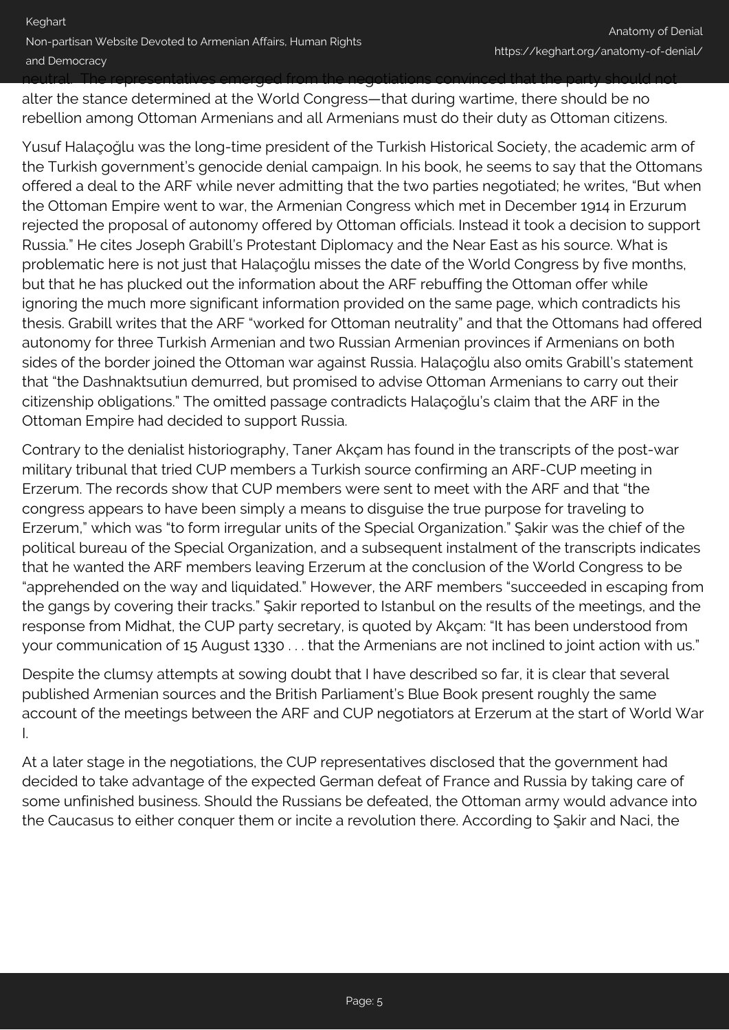neutral. The representatives emerged from the negotiations convinced that the party should not alter the stance determined at the World Congress—that during wartime, there should be no rebellion among Ottoman Armenians and all Armenians must do their duty as Ottoman citizens.

Yusuf Halaçoğlu was the long-time president of the Turkish Historical Society, the academic arm of the Turkish government's genocide denial campaign. In his book, he seems to say that the Ottomans offered a deal to the ARF while never admitting that the two parties negotiated; he writes, "But when the Ottoman Empire went to war, the Armenian Congress which met in December 1914 in Erzurum rejected the proposal of autonomy offered by Ottoman officials. Instead it took a decision to support Russia." He cites Joseph Grabill's Protestant Diplomacy and the Near East as his source. What is problematic here is not just that Halaçoğlu misses the date of the World Congress by five months, but that he has plucked out the information about the ARF rebuffing the Ottoman offer while ignoring the much more significant information provided on the same page, which contradicts his thesis. Grabill writes that the ARF "worked for Ottoman neutrality" and that the Ottomans had offered autonomy for three Turkish Armenian and two Russian Armenian provinces if Armenians on both sides of the border joined the Ottoman war against Russia. Halaçoğlu also omits Grabill's statement that "the Dashnaktsutiun demurred, but promised to advise Ottoman Armenians to carry out their citizenship obligations." The omitted passage contradicts Halaçoğlu's claim that the ARF in the Ottoman Empire had decided to support Russia.

Contrary to the denialist historiography, Taner Akçam has found in the transcripts of the post-war military tribunal that tried CUP members a Turkish source confirming an ARF-CUP meeting in Erzerum. The records show that CUP members were sent to meet with the ARF and that "the congress appears to have been simply a means to disguise the true purpose for traveling to Erzerum," which was "to form irregular units of the Special Organization." Şakir was the chief of the political bureau of the Special Organization, and a subsequent instalment of the transcripts indicates that he wanted the ARF members leaving Erzerum at the conclusion of the World Congress to be "apprehended on the way and liquidated." However, the ARF members "succeeded in escaping from the gangs by covering their tracks." Şakir reported to Istanbul on the results of the meetings, and the response from Midhat, the CUP party secretary, is quoted by Akçam: "It has been understood from your communication of 15 August 1330 . . . that the Armenians are not inclined to joint action with us."

Despite the clumsy attempts at sowing doubt that I have described so far, it is clear that several published Armenian sources and the British Parliament's Blue Book present roughly the same account of the meetings between the ARF and CUP negotiators at Erzerum at the start of World War I.

At a later stage in the negotiations, the CUP representatives disclosed that the government had decided to take advantage of the expected German defeat of France and Russia by taking care of some unfinished business. Should the Russians be defeated, the Ottoman army would advance into the Caucasus to either conquer them or incite a revolution there. According to Şakir and Naci, the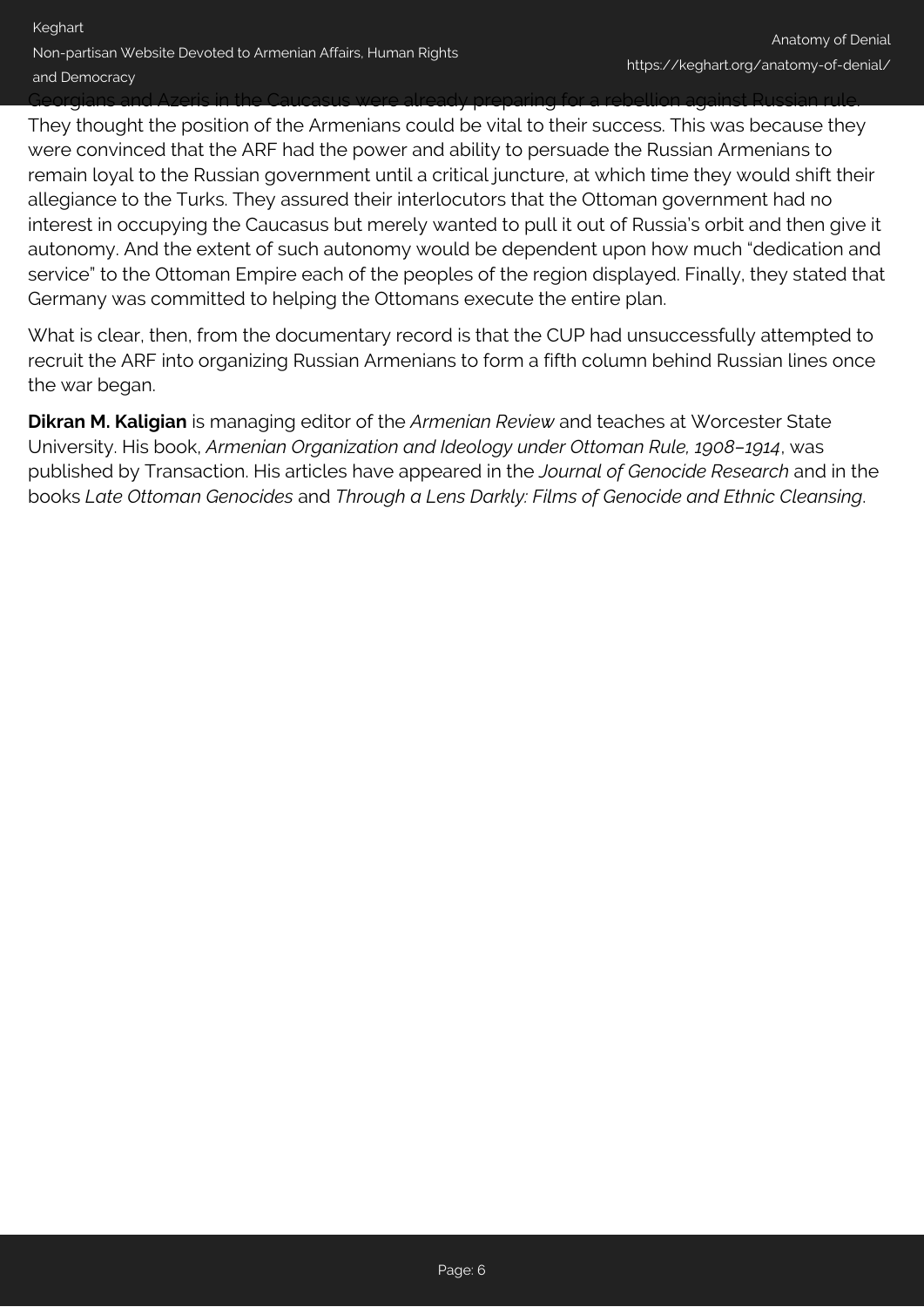Georgians and Azeris in the Caucasus were already preparing for a rebellion against Russian rule. They thought the position of the Armenians could be vital to their success. This was because they were convinced that the ARF had the power and ability to persuade the Russian Armenians to remain loyal to the Russian government until a critical juncture, at which time they would shift their allegiance to the Turks. They assured their interlocutors that the Ottoman government had no interest in occupying the Caucasus but merely wanted to pull it out of Russia's orbit and then give it autonomy. And the extent of such autonomy would be dependent upon how much "dedication and service" to the Ottoman Empire each of the peoples of the region displayed. Finally, they stated that Germany was committed to helping the Ottomans execute the entire plan.

What is clear, then, from the documentary record is that the CUP had unsuccessfully attempted to recruit the ARF into organizing Russian Armenians to form a fifth column behind Russian lines once the war began.

**Dikran M. Kaligian** is managing editor of the *Armenian Review* and teaches at Worcester State University. His book, *Armenian Organization and Ideology under Ottoman Rule, 1908–1914*, was published by Transaction. His articles have appeared in the *Journal of Genocide Research* and in the books *Late Ottoman Genocides* and *Through a Lens Darkly: Films of Genocide and Ethnic Cleansing*.